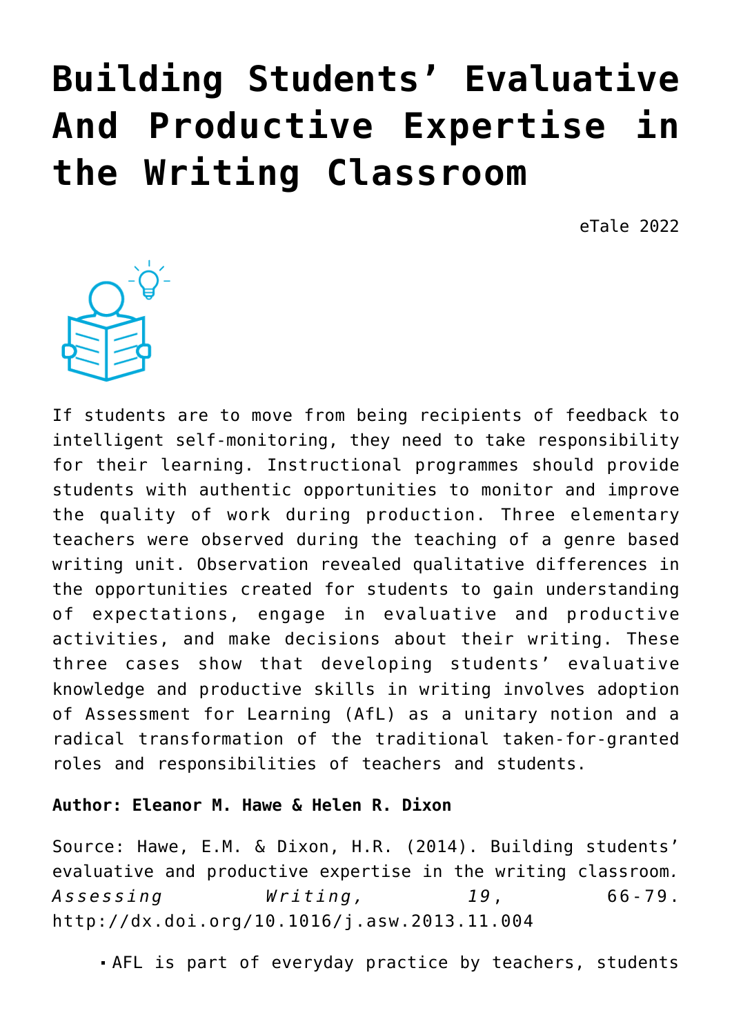# Building Students' Evaluative And Productive Expertise in the Writing Classroom

eTale 2022

If students are to move from being recipients of feedback to intelligent self-monitoring, they need to take responsibility for their learning. Instructional programmes should provide students with authentic opportunities to monitor and improve the quality of work during production. Three elementary teachers were observed during the teaching of a genre based writing unit. Observation revealed qualitative differences in the opportunities created for students to gain understanding of expectations, engage in evaluative and productive activities, and make decisions about their writing. These three cases show that developing students' evaluative knowledge and productive skills in writing involves adoption of Assessment for Learning (AfL) as a unitary notion and a radical transformation of the traditional taken-for-granted roles and responsibilities of teachers and students.

**Author: Eleanor M. Hawe & Helen R. Dixon**

Source: Hawe, E.M. & Dixon, H.R. (2014). Building students' evaluative and productive expertise in the writing classroom. *Assessing Writing*, *19*, 66-79. http://dx.doi.org/10.1016/j.asw.2013.11.004

- AFL is part of everyday practice by teachers, students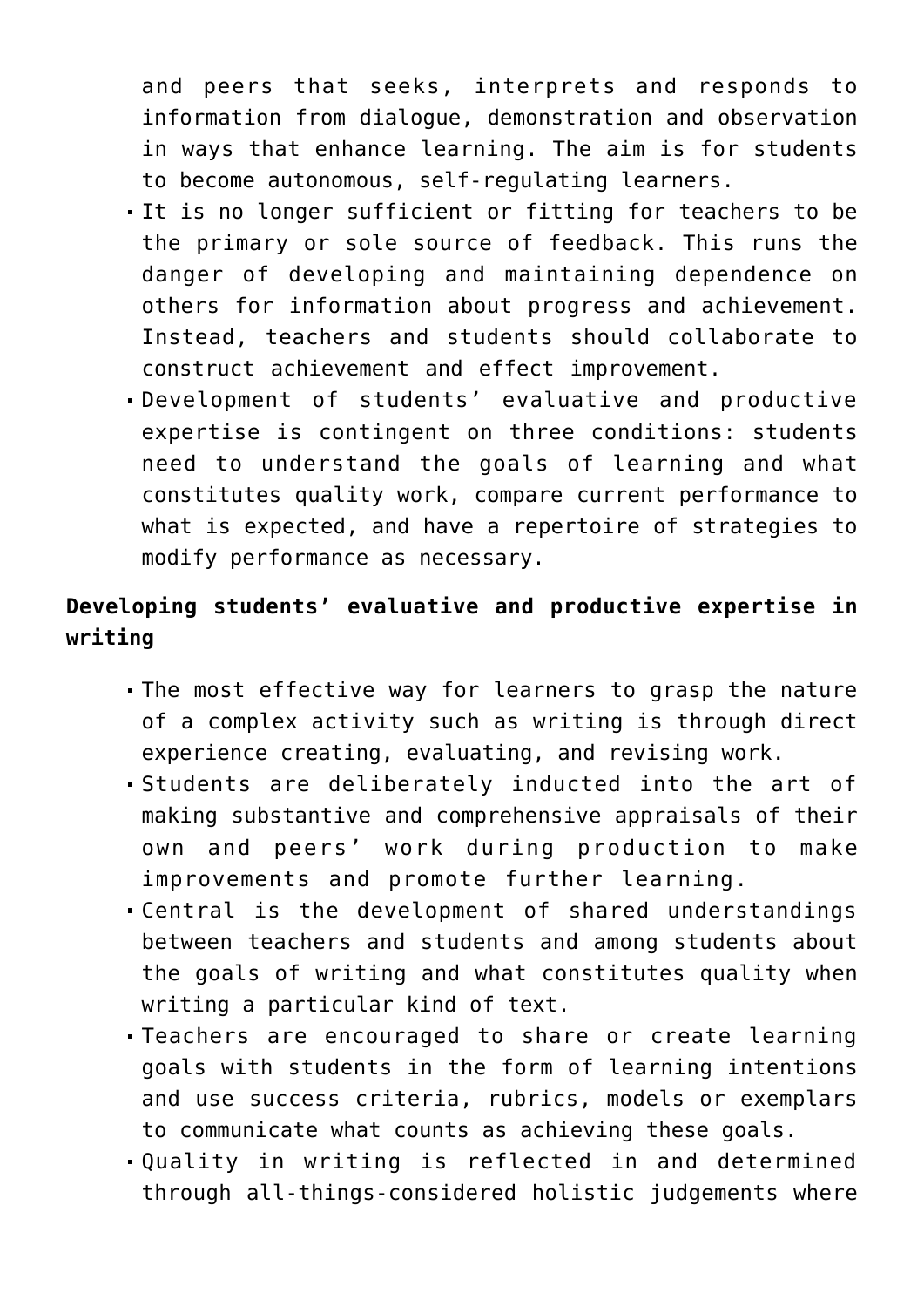and peers that seeks, interprets and responds to information from dialogue, demonstration and observation in ways that enhance learning. The aim is for students to become autonomous, self-regulating learners.

- It is no longer sufficient or fitting for teachers to be the primary or sole source of feedback. This runs the danger of developing and maintaining dependence on others for information about progress and achievement. Instead, teachers and students should collaborate to construct achievement and effect improvement.
- Development of students' evaluative and productive expertise is contingent on three conditions: students need to understand the goals of learning and what constitutes quality work, compare current performance to what is expected, and have a repertoire of strategies to modify performance as necessary.

**Developing students' evaluative and productive expertise in writing**

- The most effective way for learners to grasp the nature of a complex activity such as writing is through direct experience creating, evaluating, and revising work.
- Students are deliberately inducted into the art of making substantive and comprehensive appraisals of their own and peers' work during production to make improvements and promote further learning.
- Central is the development of shared understandings between teachers and students and among students about the goals of writing and what constitutes quality when writing a particular kind of text.
- Teachers are encouraged to share or create learning goals with students in the form of learning intentions and use success criteria, rubrics, models or exemplars to communicate what counts as achieving these goals.
- Quality in writing is reflected in and determined through all-things-considered holistic judgements where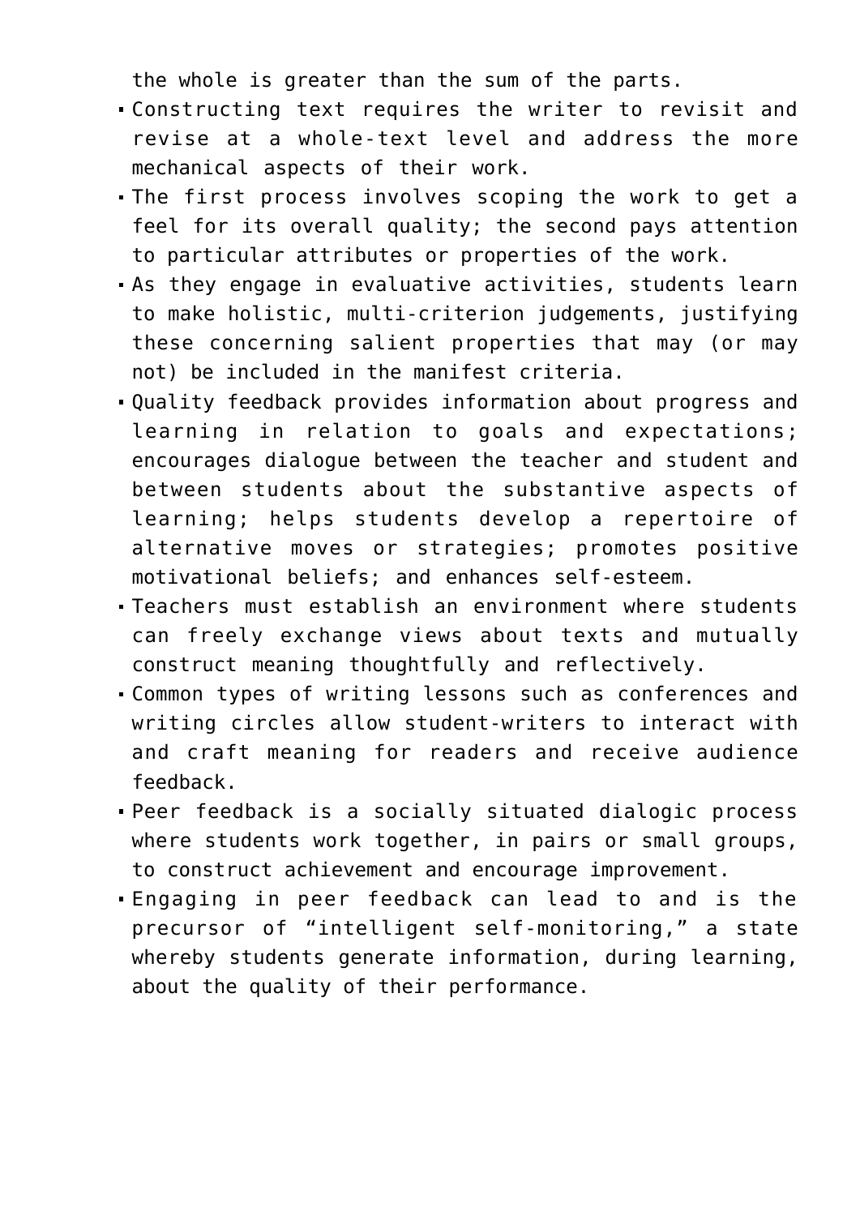the whole is greater than the sum of the parts.

- Constructing text requires the writer to revisit and revise at a whole-text level and address the more mechanical aspects of their work.
- The first process involves scoping the work to get a feel for its overall quality; the second pays attention to particular attributes or properties of the work.
- As they engage in evaluative activities, students learn to make holistic, multi-criterion judgements, justifying these concerning salient properties that may (or may not) be included in the manifest criteria.
- Quality feedback provides information about progress and learning in relation to goals and expectations; encourages dialogue between the teacher and student and between students about the substantive aspects of learning; helps students develop a repertoire of alternative moves or strategies; promotes positive motivational beliefs; and enhances self-esteem.
- Teachers must establish an environment where students can freely exchange views about texts and mutually construct meaning thoughtfully and reflectively.
- Common types of writing lessons such as conferences and writing circles allow student-writers to interact with and craft meaning for readers and receive audience feedback.
- Peer feedback is a socially situated dialogic process where students work together, in pairs or small groups, to construct achievement and encourage improvement.
- Engaging in peer feedback can lead to and is the precursor of "intelligent self-monitoring," a state whereby students generate information, during learning, about the quality of their performance.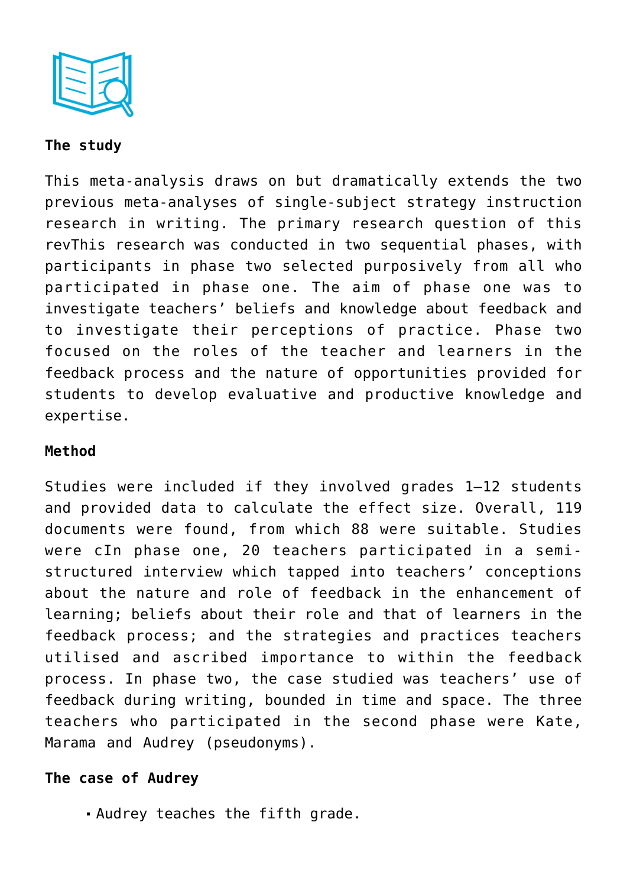**The study**

This meta-analysis draws on but dramatically extends the two previous meta-analyses of single-subject strategy instruction research in writing. The primary research question of this revThis research was conducted in two sequential phases, with participants in phase two selected purposively from all who participated in phase one. The aim of phase one was to investigate teachers' beliefs and knowledge about feedback and to investigate their perceptions of practice. Phase two focused on the roles of the teacher and learners in the feedback process and the nature of opportunities provided for students to develop evaluative and productive knowledge and expertise.

**Method**

Studies were included if they involved grades 1–12 students and provided data to calculate the effect size. Overall, 119 documents were found, from which 88 were suitable. Studies were cIn phase one, 20 teachers participated in a semi-structured interview which tapped into teachers' conceptions about the nature and role of feedback in the enhancement of learning; beliefs about their role and that of learners in the feedback process; and the strategies and practices teachers utilised and ascribed importance to within the feedback process. In phase two, the case studied was teachers' use of feedback during writing, bounded in time and space. The three teachers who participated in the second phase were Kate, Marama and Audrey (pseudonyms).

**The case of Audrey**

- Audrey teaches the fifth grade.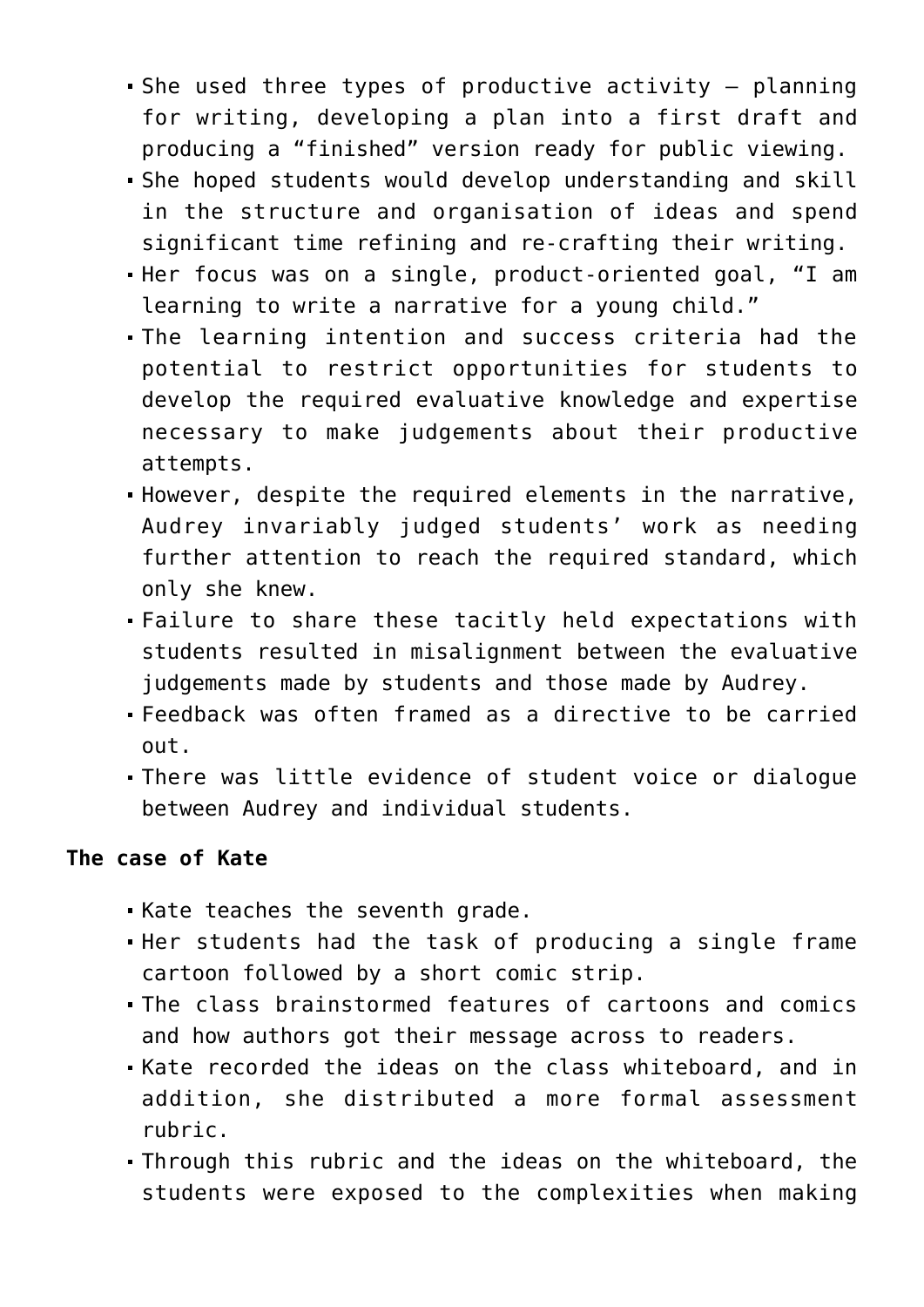- She used three types of productive activity – planning for writing, developing a plan into a first draft and producing a "finished" version ready for public viewing.
- She hoped students would develop understanding and skill in the structure and organisation of ideas and spend significant time refining and re-crafting their writing.
- Her focus was on a single, product-oriented goal, "I am learning to write a narrative for a young child."
- The learning intention and success criteria had the potential to restrict opportunities for students to develop the required evaluative knowledge and expertise necessary to make judgements about their productive attempts.
- However, despite the required elements in the narrative, Audrey invariably judged students' work as needing further attention to reach the required standard, which only she knew.
- Failure to share these tacitly held expectations with students resulted in misalignment between the evaluative judgements made by students and those made by Audrey.
- Feedback was often framed as a directive to be carried out.
- There was little evidence of student voice or dialogue between Audrey and individual students.

**The case of Kate**

- Kate teaches the seventh grade.
- Her students had the task of producing a single frame cartoon followed by a short comic strip.
- The class brainstormed features of cartoons and comics and how authors got their message across to readers.
- Kate recorded the ideas on the class whiteboard, and in addition, she distributed a more formal assessment rubric.
- Through this rubric and the ideas on the whiteboard, the students were exposed to the complexities when making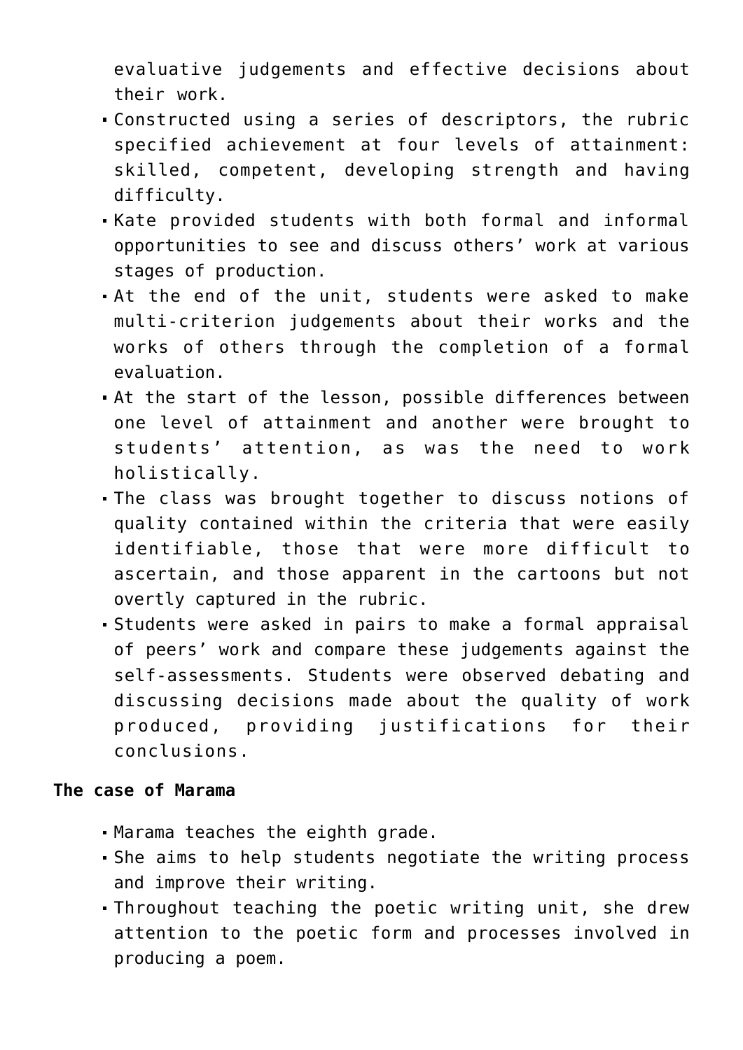evaluative judgements and effective decisions about their work.

- Constructed using a series of descriptors, the rubric specified achievement at four levels of attainment: skilled, competent, developing strength and having difficulty.
- Kate provided students with both formal and informal opportunities to see and discuss others' work at various stages of production.
- At the end of the unit, students were asked to make multi-criterion judgements about their works and the works of others through the completion of a formal evaluation.
- At the start of the lesson, possible differences between one level of attainment and another were brought to students' attention, as was the need to work holistically.
- The class was brought together to discuss notions of quality contained within the criteria that were easily identifiable, those that were more difficult to ascertain, and those apparent in the cartoons but not overtly captured in the rubric.
- Students were asked in pairs to make a formal appraisal of peers' work and compare these judgements against the self-assessments. Students were observed debating and discussing decisions made about the quality of work produced, providing justifications for their conclusions.

**The case of Marama**

- Marama teaches the eighth grade.
- She aims to help students negotiate the writing process and improve their writing.
- Throughout teaching the poetic writing unit, she drew attention to the poetic form and processes involved in producing a poem.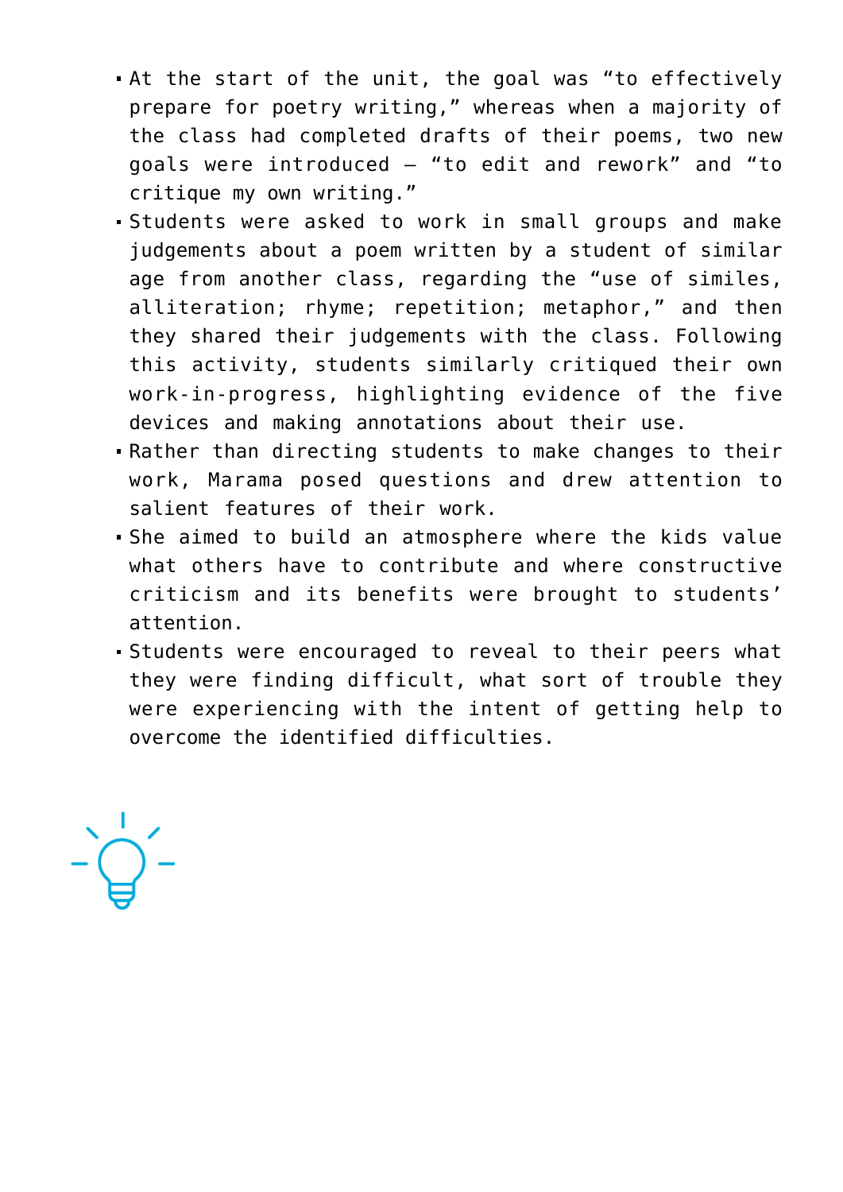- At the start of the unit, the goal was "to effectively prepare for poetry writing," whereas when a majority of the class had completed drafts of their poems, two new goals were introduced – "to edit and rework" and "to critique my own writing."
- Students were asked to work in small groups and make judgements about a poem written by a student of similar age from another class, regarding the "use of similes, alliteration; rhyme; repetition; metaphor," and then they shared their judgements with the class. Following this activity, students similarly critiqued their own work-in-progress, highlighting evidence of the five devices and making annotations about their use.
- Rather than directing students to make changes to their work, Marama posed questions and drew attention to salient features of their work.
- She aimed to build an atmosphere where the kids value what others have to contribute and where constructive criticism and its benefits were brought to students' attention.
- Students were encouraged to reveal to their peers what they were finding difficult, what sort of trouble they were experiencing with the intent of getting help to overcome the identified difficulties.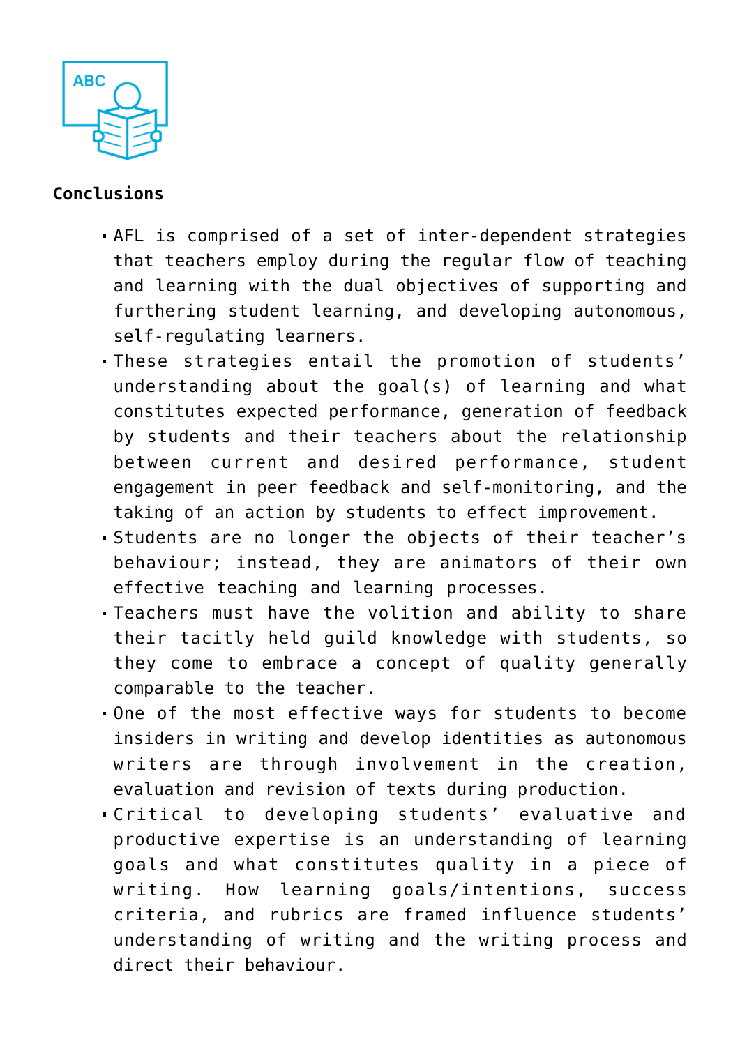**Conclusions**

- AFL is comprised of a set of inter-dependent strategies that teachers employ during the regular flow of teaching and learning with the dual objectives of supporting and furthering student learning, and developing autonomous, self-regulating learners.
- These strategies entail the promotion of students' understanding about the goal(s) of learning and what constitutes expected performance, generation of feedback by students and their teachers about the relationship between current and desired performance, student engagement in peer feedback and self-monitoring, and the taking of an action by students to effect improvement.
- Students are no longer the objects of their teacher's behaviour; instead, they are animators of their own effective teaching and learning processes.
- Teachers must have the volition and ability to share their tacitly held guild knowledge with students, so they come to embrace a concept of quality generally comparable to the teacher.
- One of the most effective ways for students to become insiders in writing and develop identities as autonomous writers are through involvement in the creation, evaluation and revision of texts during production.
- Critical to developing students' evaluative and productive expertise is an understanding of learning goals and what constitutes quality in a piece of writing. How learning goals/intentions, success criteria, and rubrics are framed influence students' understanding of writing and the writing process and direct their behaviour.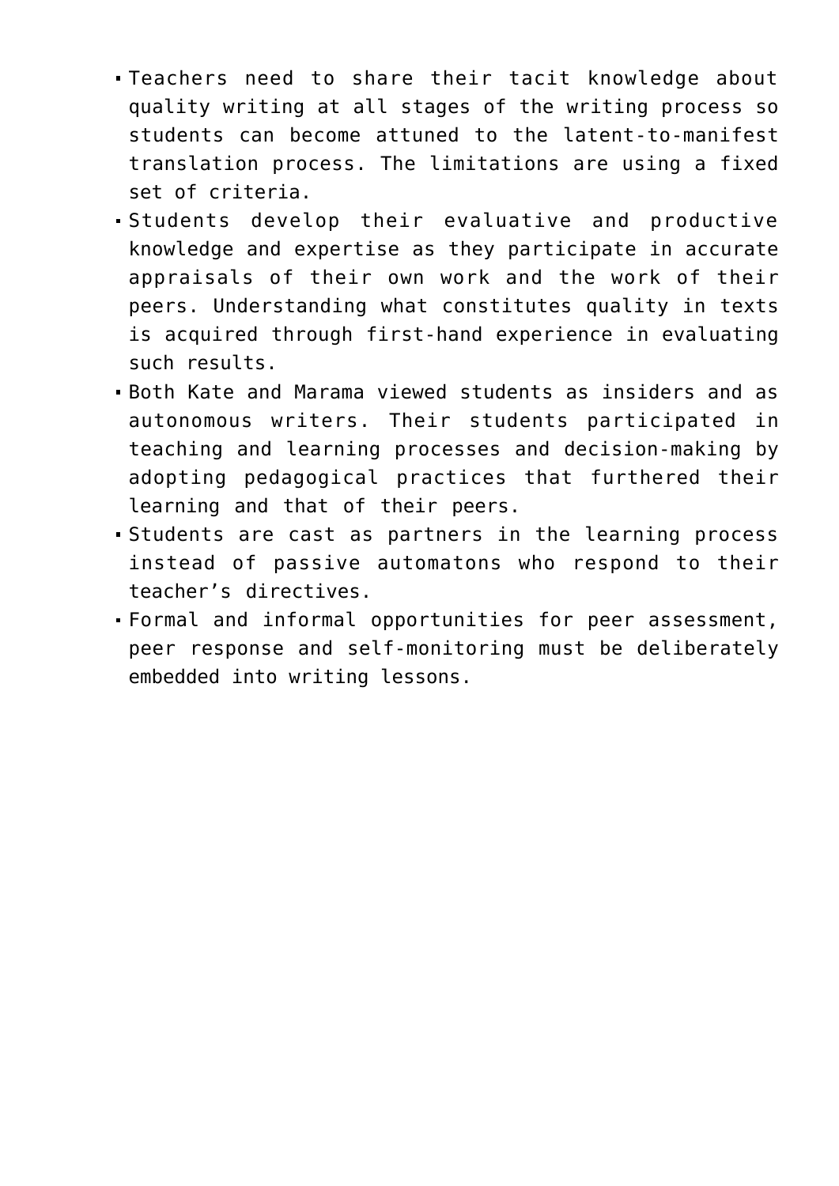- Teachers need to share their tacit knowledge about quality writing at all stages of the writing process so students can become attuned to the latent-to-manifest translation process. The limitations are using a fixed set of criteria.
- Students develop their evaluative and productive knowledge and expertise as they participate in accurate appraisals of their own work and the work of their peers. Understanding what constitutes quality in texts is acquired through first-hand experience in evaluating such results.
- Both Kate and Marama viewed students as insiders and as autonomous writers. Their students participated in teaching and learning processes and decision-making by adopting pedagogical practices that furthered their learning and that of their peers.
- Students are cast as partners in the learning process instead of passive automatons who respond to their teacher's directives.
- Formal and informal opportunities for peer assessment, peer response and self-monitoring must be deliberately embedded into writing lessons.